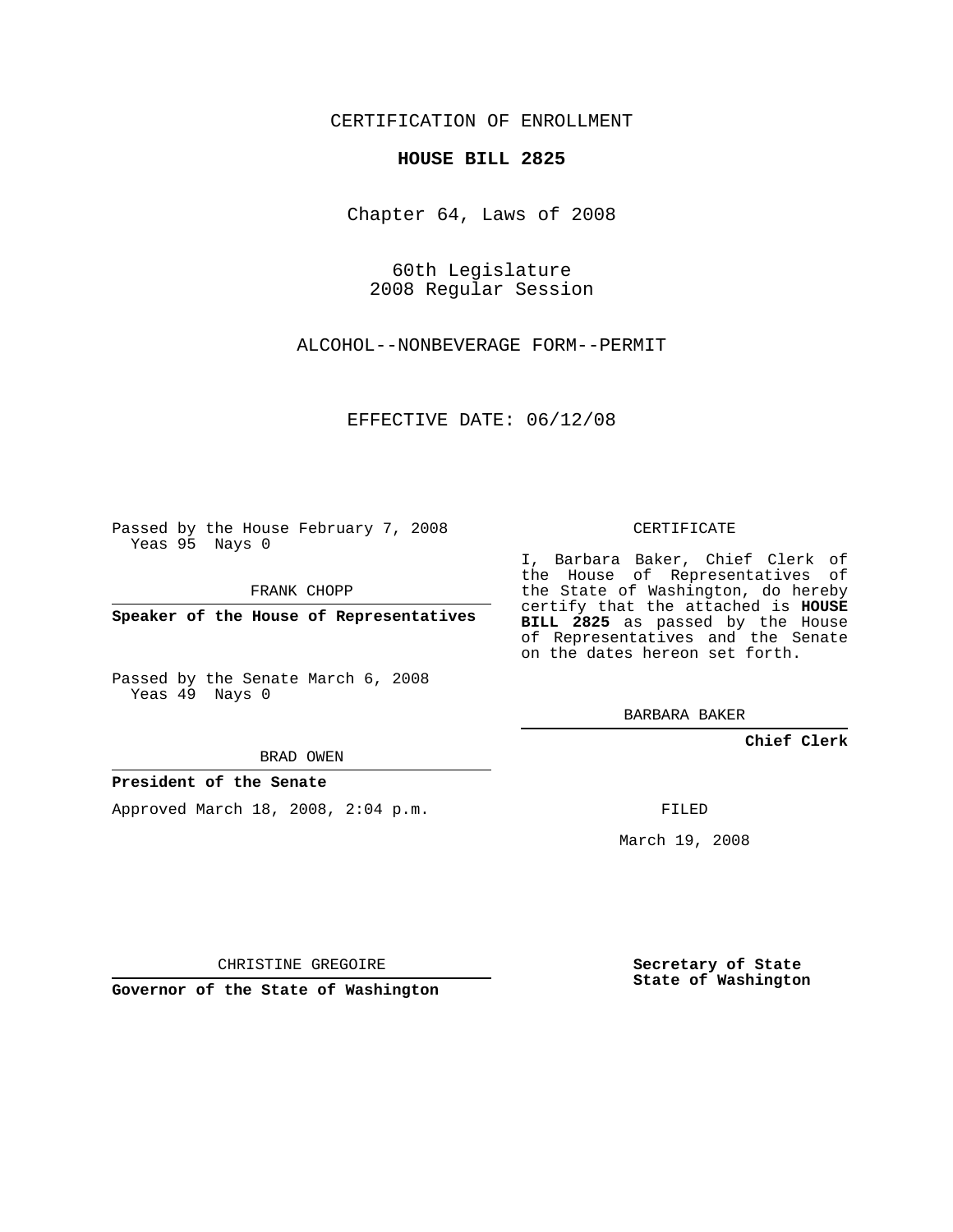CERTIFICATION OF ENROLLMENT

# HOUSE BILL 2825

Chapter 64, Laws of 2008

60th Legislature
2008 Regular Session

ALCOHOL--NONBEVERAGE FORM--PERMIT

EFFECTIVE DATE: 06/12/08

Passed by the House February 7, 2008
Yeas 95 Nays 0

FRANK CHOPP

**Speaker of the House of Representatives**

Passed by the Senate March 6, 2008
Yeas 49 Nays 0

BRAD OWEN

**President of the Senate**

Approved March 18, 2008, 2:04 p.m.

CHRISTINE GREGOIRE

**Governor of the State of Washington**

CERTIFICATE

I, Barbara Baker, Chief Clerk of the House of Representatives of the State of Washington, do hereby certify that the attached is **HOUSE BILL 2825** as passed by the House of Representatives and the Senate on the dates hereon set forth.

BARBARA BAKER

**Chief Clerk**

FILED

March 19, 2008

**Secretary of State**
**State of Washington**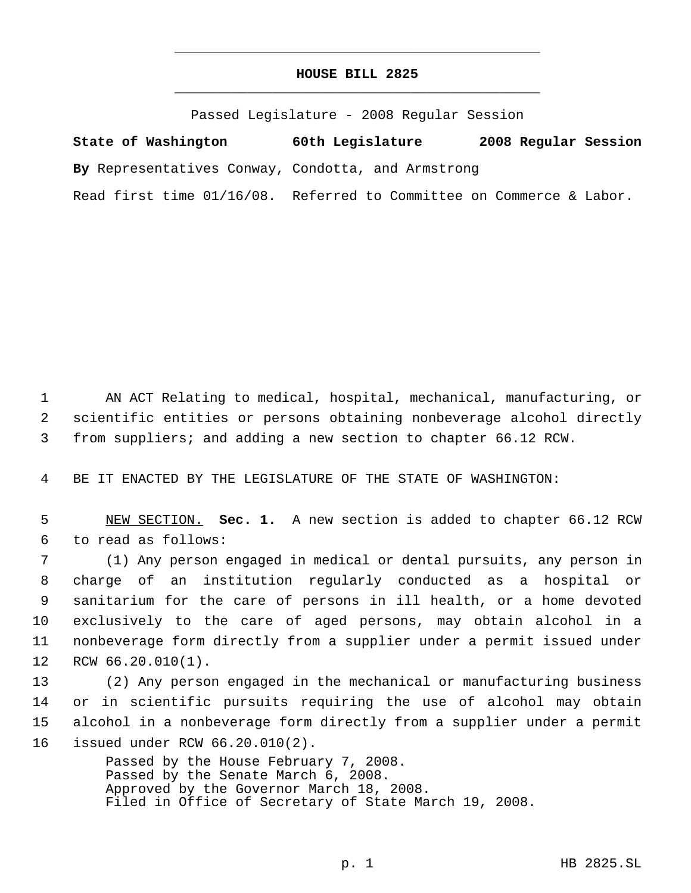# HOUSE BILL 2825

Passed Legislature - 2008 Regular Session

**State of Washington 60th Legislature 2008 Regular Session**

**By** Representatives Conway, Condotta, and Armstrong

Read first time 01/16/08. Referred to Committee on Commerce & Labor.

AN ACT Relating to medical, hospital, mechanical, manufacturing, or scientific entities or persons obtaining nonbeverage alcohol directly from suppliers; and adding a new section to chapter 66.12 RCW.

BE IT ENACTED BY THE LEGISLATURE OF THE STATE OF WASHINGTON:

NEW SECTION. **Sec. 1.** A new section is added to chapter 66.12 RCW to read as follows:

(1) Any person engaged in medical or dental pursuits, any person in charge of an institution regularly conducted as a hospital or sanitarium for the care of persons in ill health, or a home devoted exclusively to the care of aged persons, may obtain alcohol in a nonbeverage form directly from a supplier under a permit issued under RCW 66.20.010(1).

(2) Any person engaged in the mechanical or manufacturing business or in scientific pursuits requiring the use of alcohol may obtain alcohol in a nonbeverage form directly from a supplier under a permit issued under RCW 66.20.010(2).

Passed by the House February 7, 2008.
Passed by the Senate March 6, 2008.
Approved by the Governor March 18, 2008.
Filed in Office of Secretary of State March 19, 2008.